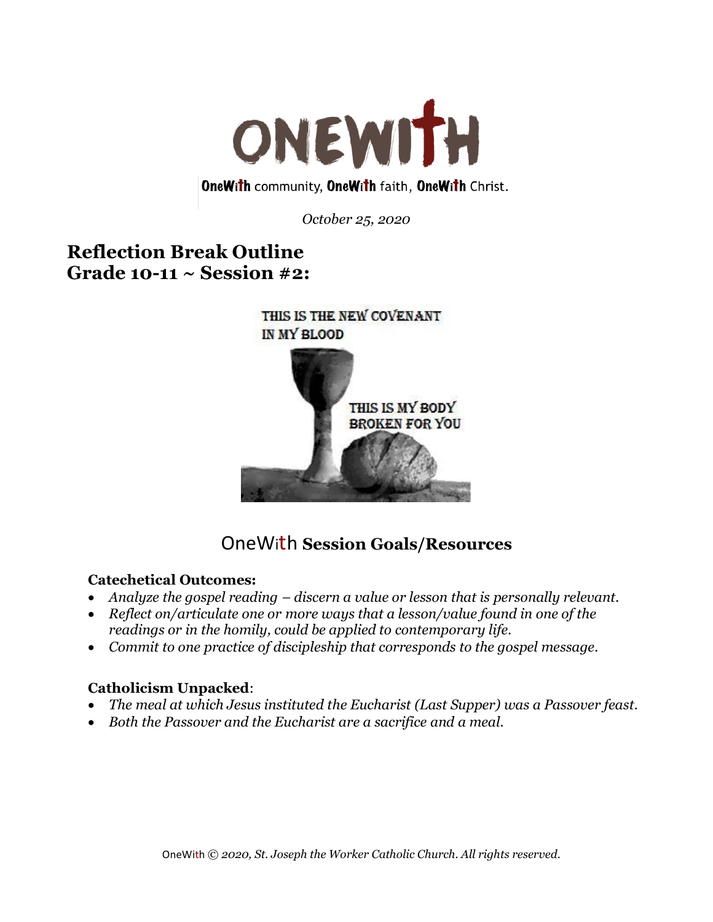# ONEWITH

**OneWith** community, **OneWith** faith, **OneWith** Christ.

*October 25, 2020*

## Reflection Break Outline
## Grade 10-11 ~ Session #2:

THIS IS THE NEW COVENANT IN MY BLOOD

THIS IS MY BODY BROKEN FOR YOU

### OneWith Session Goals/Resources

**Catechetical Outcomes:**

- *Analyze the gospel reading – discern a value or lesson that is personally relevant.*
- *Reflect on/articulate one or more ways that a lesson/value found in one of the readings or in the homily, could be applied to contemporary life.*
- *Commit to one practice of discipleship that corresponds to the gospel message.*

**Catholicism Unpacked**:

- *The meal at which Jesus instituted the Eucharist (Last Supper) was a Passover feast.*
- *Both the Passover and the Eucharist are a sacrifice and a meal.*

OneWith © *2020, St. Joseph the Worker Catholic Church. All rights reserved.*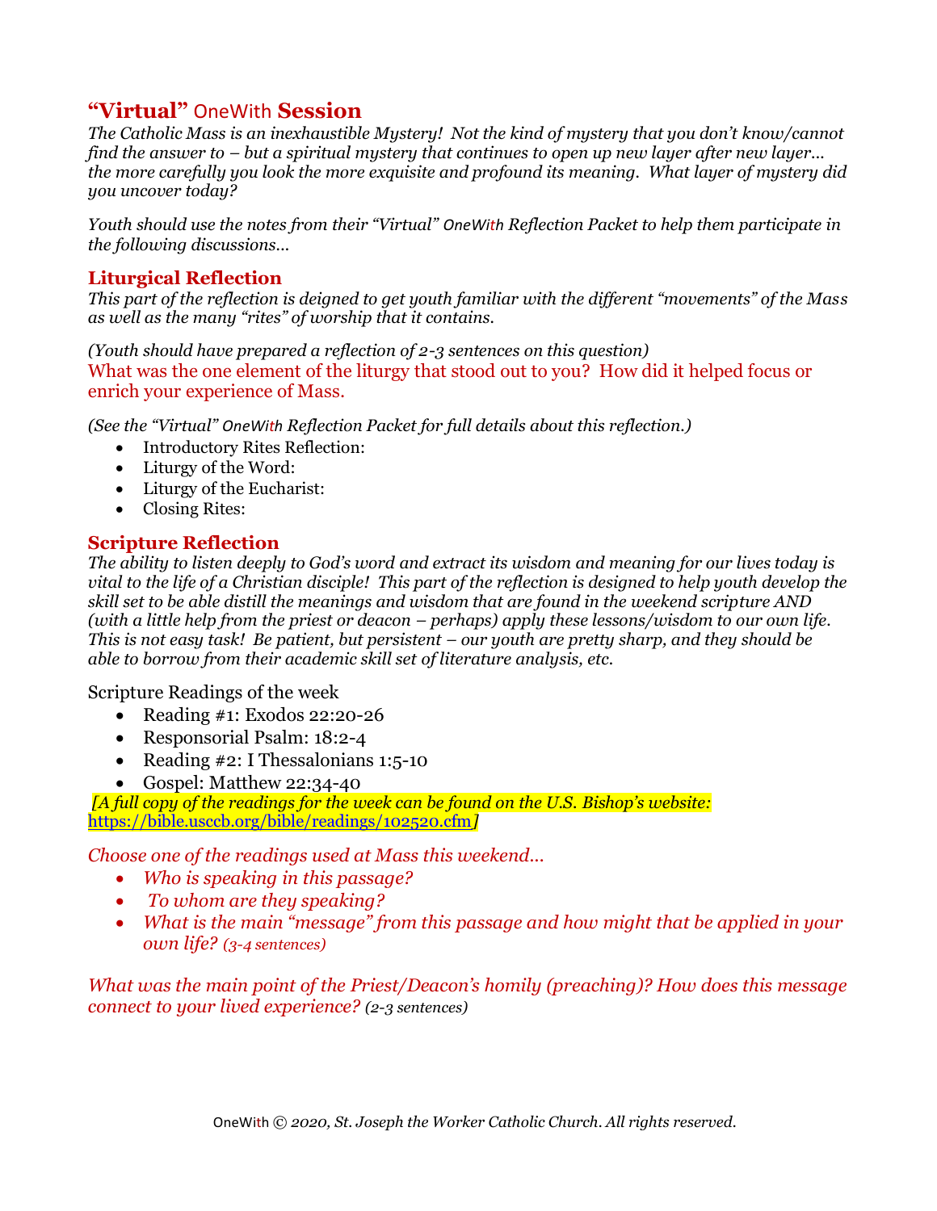## "Virtual" OneWith Session

*The Catholic Mass is an inexhaustible Mystery! Not the kind of mystery that you don't know/cannot find the answer to – but a spiritual mystery that continues to open up new layer after new layer… the more carefully you look the more exquisite and profound its meaning. What layer of mystery did you uncover today?*

*Youth should use the notes from their "Virtual" OneWith Reflection Packet to help them participate in the following discussions…*

### Liturgical Reflection

*This part of the reflection is deigned to get youth familiar with the different "movements" of the Mass as well as the many "rites" of worship that it contains.*

*(Youth should have prepared a reflection of 2-3 sentences on this question)*

What was the one element of the liturgy that stood out to you? How did it helped focus or enrich your experience of Mass.

*(See the "Virtual" OneWith Reflection Packet for full details about this reflection.)*

- Introductory Rites Reflection:
- Liturgy of the Word:
- Liturgy of the Eucharist:
- Closing Rites:

### Scripture Reflection

*The ability to listen deeply to God's word and extract its wisdom and meaning for our lives today is vital to the life of a Christian disciple! This part of the reflection is designed to help youth develop the skill set to be able distill the meanings and wisdom that are found in the weekend scripture AND (with a little help from the priest or deacon – perhaps) apply these lessons/wisdom to our own life. This is not easy task! Be patient, but persistent – our youth are pretty sharp, and they should be able to borrow from their academic skill set of literature analysis, etc.*

Scripture Readings of the week

- Reading #1: Exodos 22:20-26
- Responsorial Psalm: 18:2-4
- Reading #2: I Thessalonians 1:5-10
- Gospel: Matthew 22:34-40

*[A full copy of the readings for the week can be found on the U.S. Bishop's website:* https://bible.usccb.org/bible/readings/102520.cfm*]*

*Choose one of the readings used at Mass this weekend…*

- *Who is speaking in this passage?*
- *To whom are they speaking?*
- *What is the main "message" from this passage and how might that be applied in your own life? (3-4 sentences)*

*What was the main point of the Priest/Deacon's homily (preaching)? How does this message connect to your lived experience? (2-3 sentences)*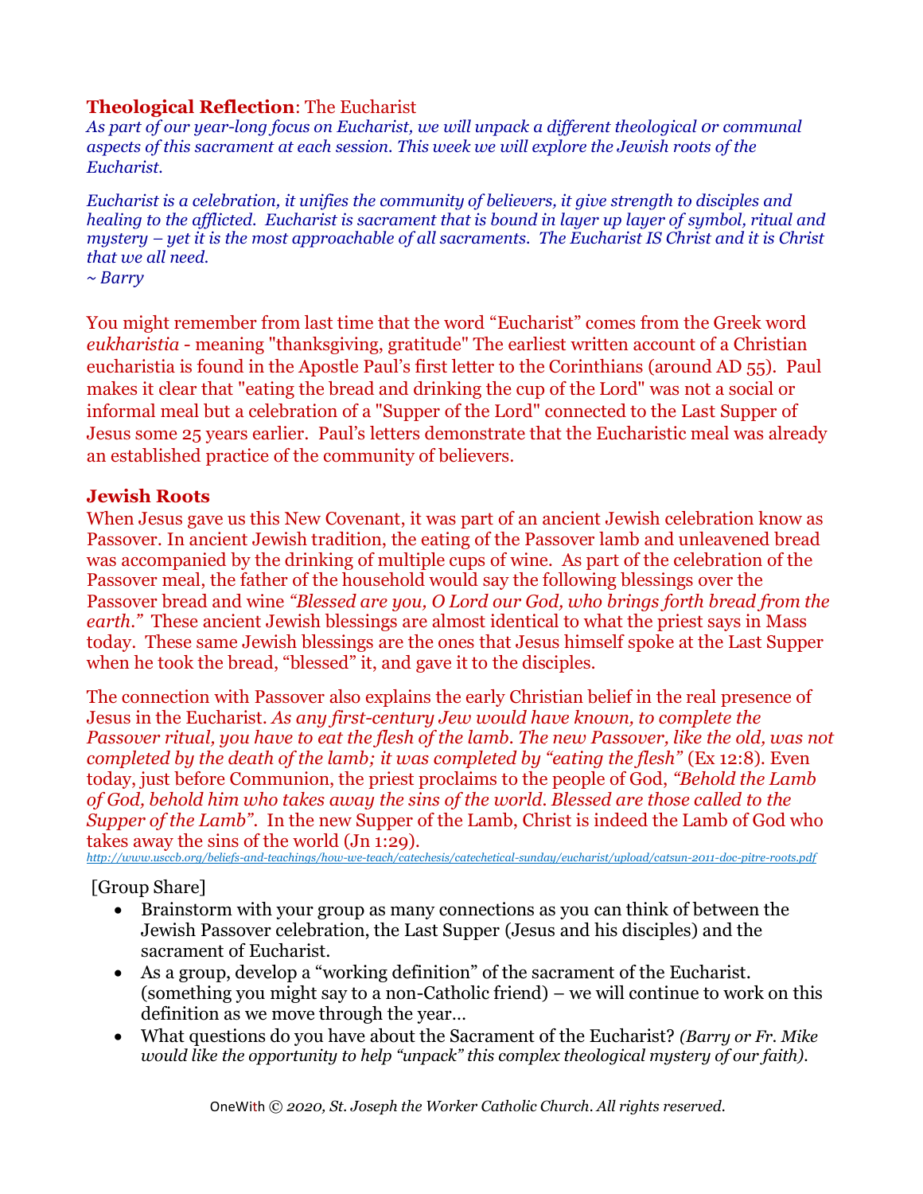**Theological Reflection**: The Eucharist

*As part of our year-long focus on Eucharist, we will unpack a different theological or communal aspects of this sacrament at each session. This week we will explore the Jewish roots of the Eucharist.*

*Eucharist is a celebration, it unifies the community of believers, it give strength to disciples and healing to the afflicted. Eucharist is sacrament that is bound in layer up layer of symbol, ritual and mystery – yet it is the most approachable of all sacraments. The Eucharist IS Christ and it is Christ that we all need.*
*~ Barry*

You might remember from last time that the word "Eucharist" comes from the Greek word *eukharistia* - meaning "thanksgiving, gratitude" The earliest written account of a Christian eucharistia is found in the Apostle Paul's first letter to the Corinthians (around AD 55). Paul makes it clear that "eating the bread and drinking the cup of the Lord" was not a social or informal meal but a celebration of a "Supper of the Lord" connected to the Last Supper of Jesus some 25 years earlier. Paul's letters demonstrate that the Eucharistic meal was already an established practice of the community of believers.

**Jewish Roots**

When Jesus gave us this New Covenant, it was part of an ancient Jewish celebration know as Passover. In ancient Jewish tradition, the eating of the Passover lamb and unleavened bread was accompanied by the drinking of multiple cups of wine. As part of the celebration of the Passover meal, the father of the household would say the following blessings over the Passover bread and wine *"Blessed are you, O Lord our God, who brings forth bread from the earth."* These ancient Jewish blessings are almost identical to what the priest says in Mass today. These same Jewish blessings are the ones that Jesus himself spoke at the Last Supper when he took the bread, "blessed" it, and gave it to the disciples.

The connection with Passover also explains the early Christian belief in the real presence of Jesus in the Eucharist. *As any first-century Jew would have known, to complete the Passover ritual, you have to eat the flesh of the lamb. The new Passover, like the old, was not completed by the death of the lamb; it was completed by "eating the flesh"* (Ex 12:8). Even today, just before Communion, the priest proclaims to the people of God, *"Behold the Lamb of God, behold him who takes away the sins of the world. Blessed are those called to the Supper of the Lamb"*. In the new Supper of the Lamb, Christ is indeed the Lamb of God who takes away the sins of the world (Jn 1:29).
http://www.usccb.org/beliefs-and-teachings/how-we-teach/catechesis/catechetical-sunday/eucharist/upload/catsun-2011-doc-pitre-roots.pdf

[Group Share]

- Brainstorm with your group as many connections as you can think of between the Jewish Passover celebration, the Last Supper (Jesus and his disciples) and the sacrament of Eucharist.
- As a group, develop a "working definition" of the sacrament of the Eucharist. (something you might say to a non-Catholic friend) – we will continue to work on this definition as we move through the year…
- What questions do you have about the Sacrament of the Eucharist? *(Barry or Fr. Mike would like the opportunity to help "unpack" this complex theological mystery of our faith).*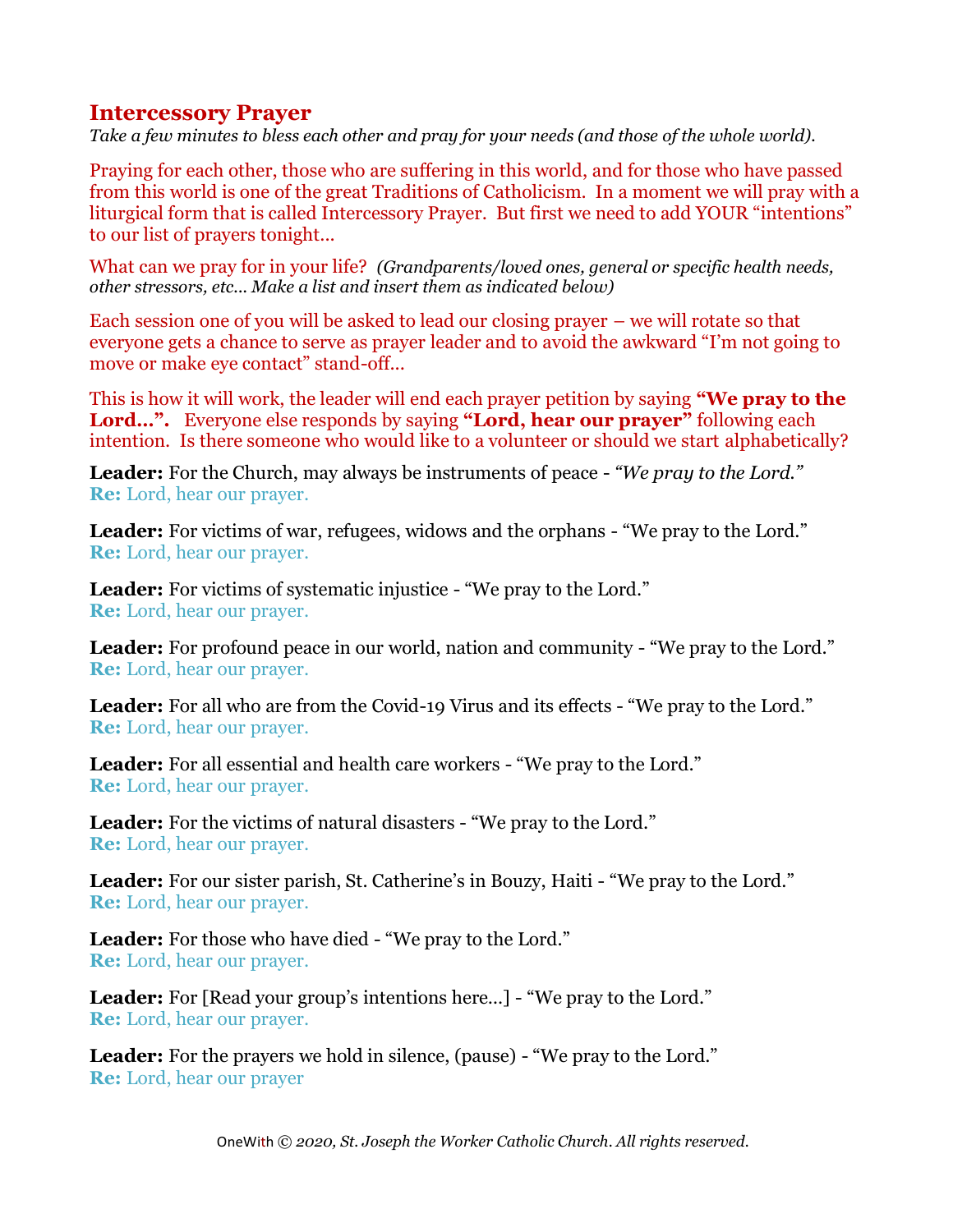## Intercessory Prayer

*Take a few minutes to bless each other and pray for your needs (and those of the whole world).*

Praying for each other, those who are suffering in this world, and for those who have passed from this world is one of the great Traditions of Catholicism. In a moment we will pray with a liturgical form that is called Intercessory Prayer. But first we need to add YOUR "intentions" to our list of prayers tonight…

What can we pray for in your life? *(Grandparents/loved ones, general or specific health needs, other stressors, etc… Make a list and insert them as indicated below)*

Each session one of you will be asked to lead our closing prayer – we will rotate so that everyone gets a chance to serve as prayer leader and to avoid the awkward "I'm not going to move or make eye contact" stand-off…

This is how it will work, the leader will end each prayer petition by saying **"We pray to the Lord…".** Everyone else responds by saying **"Lord, hear our prayer"** following each intention. Is there someone who would like to a volunteer or should we start alphabetically?

**Leader:** For the Church, may always be instruments of peace - *"We pray to the Lord."*
**Re:** Lord, hear our prayer.

**Leader:** For victims of war, refugees, widows and the orphans - "We pray to the Lord."
**Re:** Lord, hear our prayer.

**Leader:** For victims of systematic injustice - "We pray to the Lord."
**Re:** Lord, hear our prayer.

**Leader:** For profound peace in our world, nation and community - "We pray to the Lord."
**Re:** Lord, hear our prayer.

**Leader:** For all who are from the Covid-19 Virus and its effects - "We pray to the Lord."
**Re:** Lord, hear our prayer.

**Leader:** For all essential and health care workers - "We pray to the Lord."
**Re:** Lord, hear our prayer.

**Leader:** For the victims of natural disasters - "We pray to the Lord."
**Re:** Lord, hear our prayer.

**Leader:** For our sister parish, St. Catherine's in Bouzy, Haiti - "We pray to the Lord."
**Re:** Lord, hear our prayer.

**Leader:** For those who have died - "We pray to the Lord."
**Re:** Lord, hear our prayer.

**Leader:** For [Read your group's intentions here…] - "We pray to the Lord."
**Re:** Lord, hear our prayer.

**Leader:** For the prayers we hold in silence, (pause) - "We pray to the Lord."
**Re:** Lord, hear our prayer

OneWith © *2020, St. Joseph the Worker Catholic Church. All rights reserved.*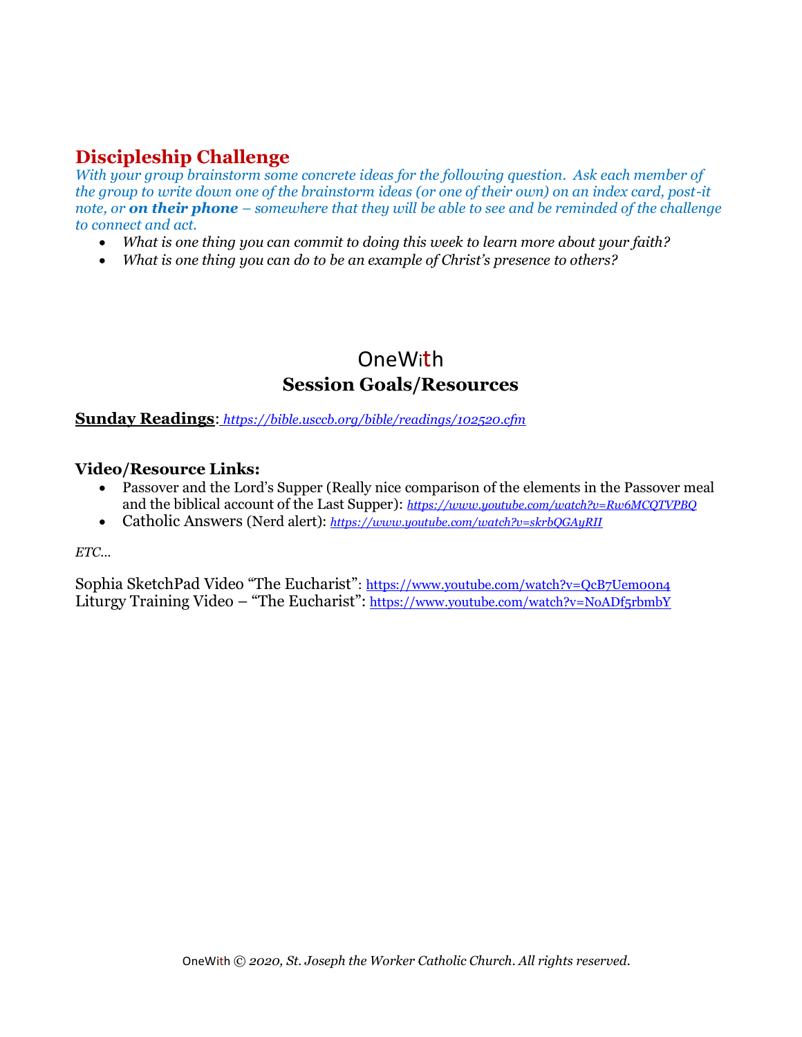## Discipleship Challenge

*With your group brainstorm some concrete ideas for the following question. Ask each member of the group to write down one of the brainstorm ideas (or one of their own) on an index card, post-it note, or* ***on their phone*** *– somewhere that they will be able to see and be reminded of the challenge to connect and act.*

- *What is one thing you can commit to doing this week to learn more about your faith?*
- *What is one thing you can do to be an example of Christ's presence to others?*

## OneWith
## Session Goals/Resources

**Sunday Readings**: *https://bible.usccb.org/bible/readings/102520.cfm*

### Video/Resource Links:

- Passover and the Lord's Supper (Really nice comparison of the elements in the Passover meal and the biblical account of the Last Supper): *https://www.youtube.com/watch?v=Rw6MCQTVPBQ*
- Catholic Answers (Nerd alert): *https://www.youtube.com/watch?v=skrbQGAyRII*

*ETC…*

Sophia SketchPad Video "The Eucharist": https://www.youtube.com/watch?v=QcB7Uem0On4
Liturgy Training Video – "The Eucharist": https://www.youtube.com/watch?v=NoADf5rbmbY

OneWith © *2020, St. Joseph the Worker Catholic Church. All rights reserved.*